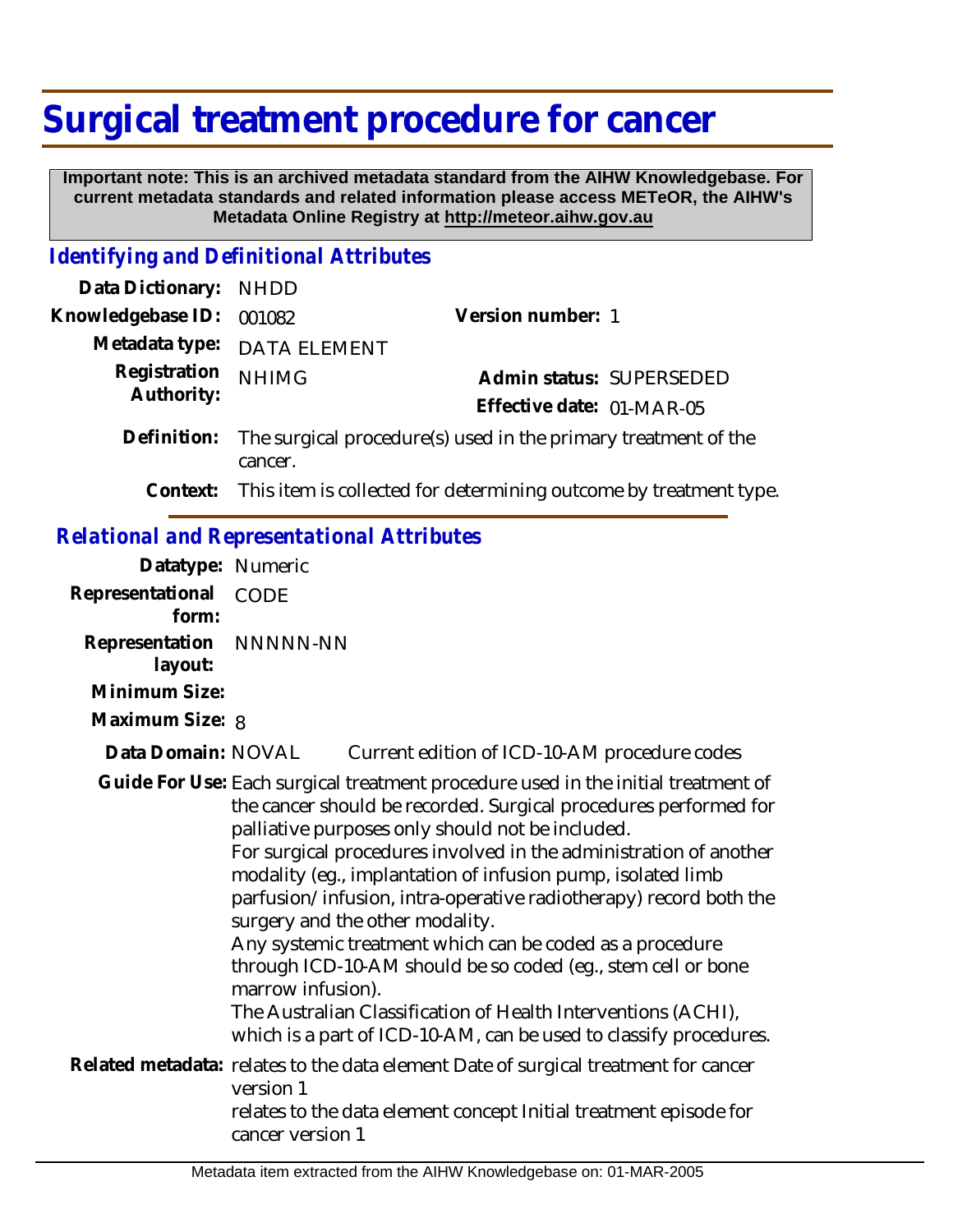# Surgical treatment procedure for cancer

**Important note: This is an archived metadata standard from the AIHW Knowledgebase. For current metadata standards and related information please access METeOR, the AIHW's Metadata Online Registry at http://meteor.aihw.gov.au**

## *Identifying and Definitional Attributes*

**Data Dictionary:** NHDD

**Knowledgebase ID:** 001082

**Version number:** 1

**Metadata type:** DATA ELEMENT

**Registration Authority:** NHIMG

**Admin status:** SUPERSEDED

**Effective date:** 01-MAR-05

**Definition:** The surgical procedure(s) used in the primary treatment of the cancer.

**Context:** This item is collected for determining outcome by treatment type.

## *Relational and Representational Attributes*

**Datatype:** Numeric

**Representational form:** CODE

**Representation layout:** NNNNN-NN

**Minimum Size:**

**Maximum Size:** 8

**Data Domain:** NOVAL Current edition of ICD-10-AM procedure codes

**Guide For Use:** Each surgical treatment procedure used in the initial treatment of the cancer should be recorded. Surgical procedures performed for palliative purposes only should not be included.
For surgical procedures involved in the administration of another modality (eg., implantation of infusion pump, isolated limb parfusion/infusion, intra-operative radiotherapy) record both the surgery and the other modality.
Any systemic treatment which can be coded as a procedure through ICD-10-AM should be so coded (eg., stem cell or bone marrow infusion).
The Australian Classification of Health Interventions (ACHI), which is a part of ICD-10-AM, can be used to classify procedures.

**Related metadata:** relates to the data element Date of surgical treatment for cancer version 1
relates to the data element concept Initial treatment episode for cancer version 1

Metadata item extracted from the AIHW Knowledgebase on: 01-MAR-2005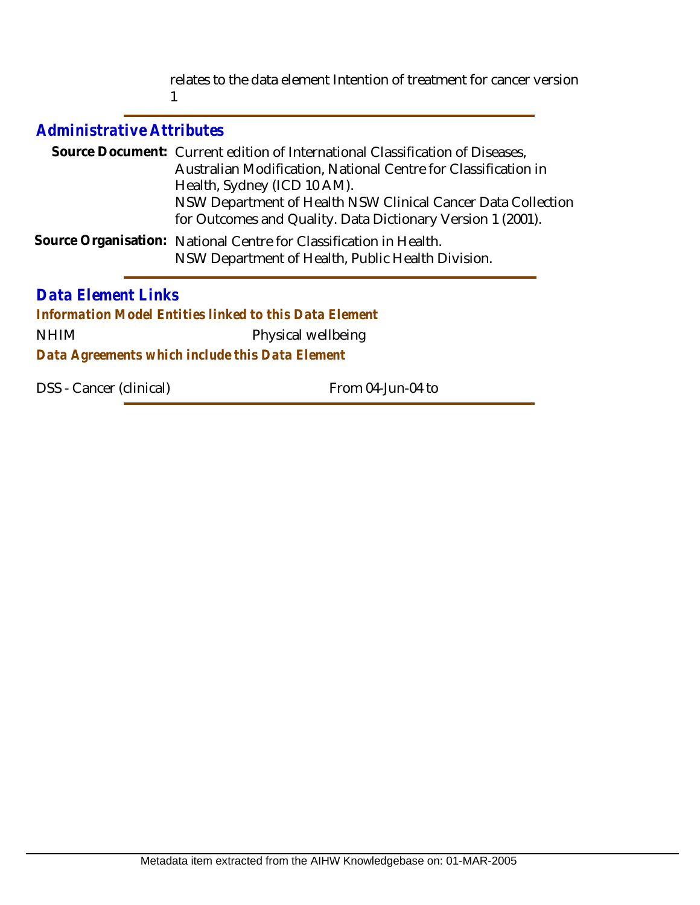relates to the data element Intention of treatment for cancer version 1

## Administrative Attributes

**Source Document:** Current edition of International Classification of Diseases, Australian Modification, National Centre for Classification in Health, Sydney (ICD 10 AM).
NSW Department of Health NSW Clinical Cancer Data Collection for Outcomes and Quality. Data Dictionary Version 1 (2001).

**Source Organisation:** National Centre for Classification in Health.
NSW Department of Health, Public Health Division.

## Data Element Links

### Information Model Entities linked to this Data Element

NHIM — Physical wellbeing

### Data Agreements which include this Data Element

DSS - Cancer (clinical) — From 04-Jun-04 to

Metadata item extracted from the AIHW Knowledgebase on: 01-MAR-2005